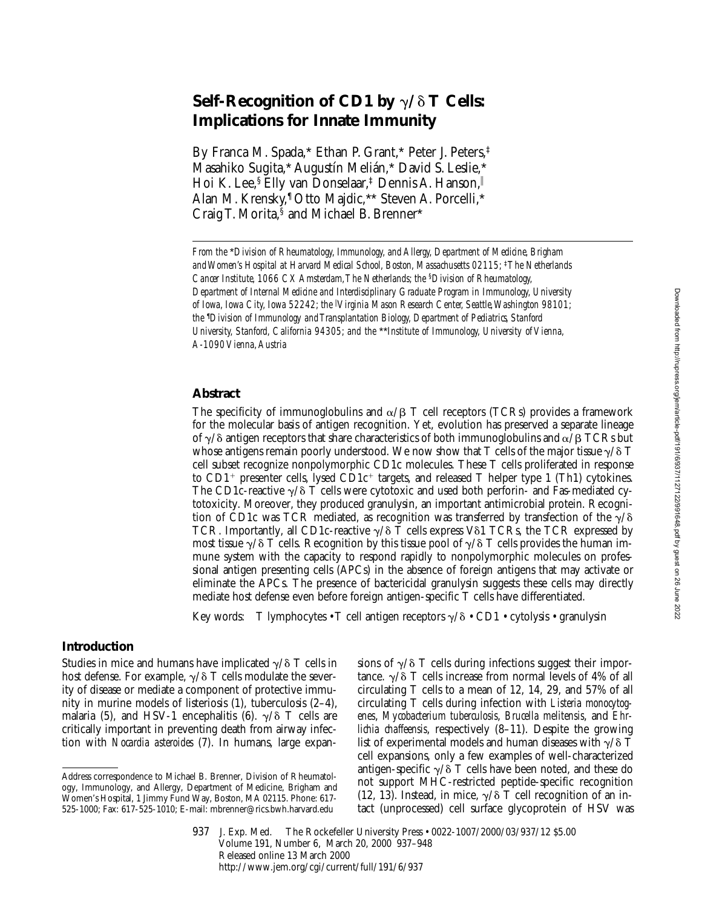# Self-Recognition of CD1 by γ/δ T Cells: Implications for Innate Immunity

By Franca M. Spada,* Ethan P. Grant,* Peter J. Peters,‡ Masahiko Sugita,* Augustín Melián,* David S. Leslie,* Hoi K. Lee,§ Elly van Donselaar,‡ Dennis A. Hanson,∥ Alan M. Krensky,¶ Otto Majdic,** Steven A. Porcelli,* Craig T. Morita,§ and Michael B. Brenner*

*From the \*Division of Rheumatology, Immunology, and Allergy, Department of Medicine, Brigham and Women's Hospital at Harvard Medical School, Boston, Massachusetts 02115; ‡The Netherlands Cancer Institute, 1066 CX Amsterdam, The Netherlands; the §Division of Rheumatology, Department of Internal Medicine and Interdisciplinary Graduate Program in Immunology, University of Iowa, Iowa City, Iowa 52242; the ∥Virginia Mason Research Center, Seattle, Washington 98101; the ¶Division of Immunology and Transplantation Biology, Department of Pediatrics, Stanford University, Stanford, California 94305; and the \*\*Institute of Immunology, University of Vienna, A-1090 Vienna, Austria*

## Abstract

The specificity of immunoglobulins and α/β T cell receptors (TCRs) provides a framework for the molecular basis of antigen recognition. Yet, evolution has preserved a separate lineage of γ/δ antigen receptors that share characteristics of both immunoglobulins and α/β TCRs but whose antigens remain poorly understood. We now show that T cells of the major tissue γ/δ T cell subset recognize nonpolymorphic CD1c molecules. These T cells proliferated in response to $CD1^+$ presenter cells, lysed $CD1c^+$ targets, and released T helper type 1 (Th1) cytokines. The CD1c-reactive γ/δ T cells were cytotoxic and used both perforin- and Fas-mediated cytotoxicity. Moreover, they produced granulysin, an important antimicrobial protein. Recognition of CD1c was TCR mediated, as recognition was transferred by transfection of the γ/δ TCR. Importantly, all CD1c-reactive γ/δ T cells express Vδ1 TCRs, the TCR expressed by most tissue γ/δ T cells. Recognition by this tissue pool of γ/δ T cells provides the human immune system with the capacity to respond rapidly to nonpolymorphic molecules on professional antigen presenting cells (APCs) in the absence of foreign antigens that may activate or eliminate the APCs. The presence of bactericidal granulysin suggests these cells may directly mediate host defense even before foreign antigen-specific T cells have differentiated.

Key words: T lymphocytes • T cell antigen receptors γ/δ • CD1 • cytolysis • granulysin

## Introduction

Studies in mice and humans have implicated γ/δ T cells in host defense. For example, γ/δ T cells modulate the severity of disease or mediate a component of protective immunity in murine models of listeriosis (1), tuberculosis (2–4), malaria (5), and HSV-1 encephalitis (6). γ/δ T cells are critically important in preventing death from airway infection with *Nocardia asteroides* (7). In humans, large expansions of γ/δ T cells during infections suggest their importance. γ/δ T cells increase from normal levels of 4% of all circulating T cells to a mean of 12, 14, 29, and 57% of all circulating T cells during infection with *Listeria monocytogenes*, *Mycobacterium tuberculosis*, *Brucella melitensis*, and *Ehrlichia chaffeensis*, respectively (8–11). Despite the growing list of experimental models and human diseases with γ/δ T cell expansions, only a few examples of well-characterized antigen-specific γ/δ T cells have been noted, and these do not support MHC-restricted peptide-specific recognition (12, 13). Instead, in mice, γ/δ T cell recognition of an intact (unprocessed) cell surface glycoprotein of HSV was

Address correspondence to Michael B. Brenner, Division of Rheumatology, Immunology, and Allergy, Department of Medicine, Brigham and Women's Hospital, 1 Jimmy Fund Way, Boston, MA 02115. Phone: 617-525-1000; Fax: 617-525-1010; E-mail: mbrenner@rics.bwh.harvard.edu

Released online 13 March 2000
http://www.jem.org/cgi/current/full/191/6/937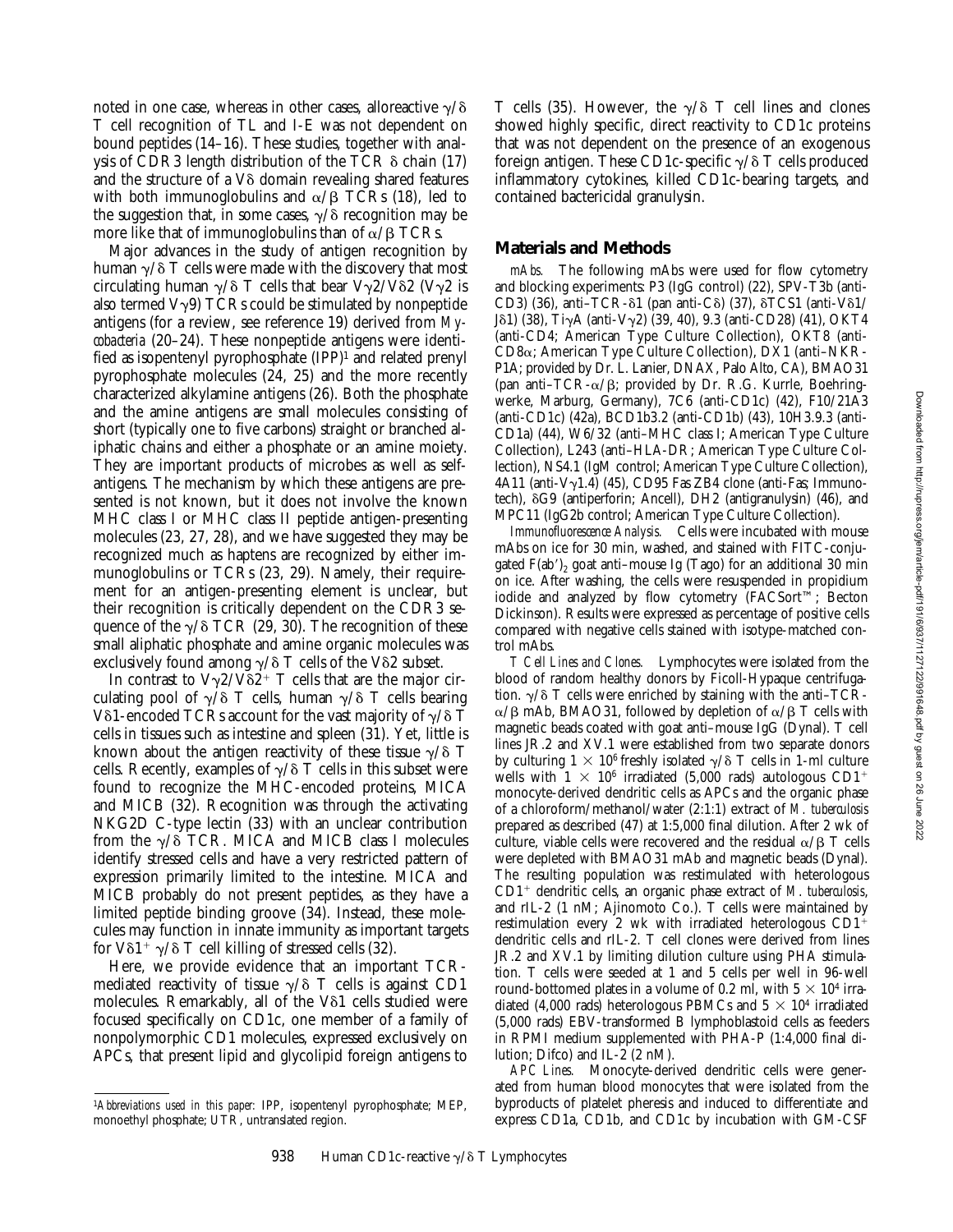noted in one case, whereas in other cases, alloreactive γ/δ T cell recognition of TL and I-E was not dependent on bound peptides (14–16). These studies, together with analysis of CDR3 length distribution of the TCR δ chain (17) and the structure of a Vδ domain revealing shared features with both immunoglobulins and α/β TCRs (18), led to the suggestion that, in some cases, γ/δ recognition may be more like that of immunoglobulins than of α/β TCRs.

Major advances in the study of antigen recognition by human γ/δ T cells were made with the discovery that most circulating human γ/δ T cells that bear Vγ2/Vδ2 (Vγ2 is also termed Vγ9) TCRs could be stimulated by nonpeptide antigens (for a review, see reference 19) derived from *Mycobacteria* (20–24). These nonpeptide antigens were identified as isopentenyl pyrophosphate (IPP)[1] and related prenyl pyrophosphate molecules (24, 25) and the more recently characterized alkylamine antigens (26). Both the phosphate and the amine antigens are small molecules consisting of short (typically one to five carbons) straight or branched aliphatic chains and either a phosphate or an amine moiety. They are important products of microbes as well as self-antigens. The mechanism by which these antigens are presented is not known, but it does not involve the known MHC class I or MHC class II peptide antigen-presenting molecules (23, 27, 28), and we have suggested they may be recognized much as haptens are recognized by either immunoglobulins or TCRs (23, 29). Namely, their requirement for an antigen-presenting element is unclear, but their recognition is critically dependent on the CDR3 sequence of the γ/δ TCR (29, 30). The recognition of these small aliphatic phosphate and amine organic molecules was exclusively found among γ/δ T cells of the Vδ2 subset.

In contrast to Vγ2/Vδ2[+] T cells that are the major circulating pool of γ/δ T cells, human γ/δ T cells bearing Vδ1-encoded TCRs account for the vast majority of γ/δ T cells in tissues such as intestine and spleen (31). Yet, little is known about the antigen reactivity of these tissue γ/δ T cells. Recently, examples of γ/δ T cells in this subset were found to recognize the MHC-encoded proteins, MICA and MICB (32). Recognition was through the activating NKG2D C-type lectin (33) with an unclear contribution from the γ/δ TCR. MICA and MICB class I molecules identify stressed cells and have a very restricted pattern of expression primarily limited to the intestine. MICA and MICB probably do not present peptides, as they have a limited peptide binding groove (34). Instead, these molecules may function in innate immunity as important targets for Vδ1[+] γ/δ T cell killing of stressed cells (32).

Here, we provide evidence that an important TCR-mediated reactivity of tissue γ/δ T cells is against CD1 molecules. Remarkably, all of the Vδ1 cells studied were focused specifically on CD1c, one member of a family of nonpolymorphic CD1 molecules, expressed exclusively on APCs, that present lipid and glycolipid foreign antigens to T cells (35). However, the γ/δ T cell lines and clones showed highly specific, direct reactivity to CD1c proteins that was not dependent on the presence of an exogenous foreign antigen. These CD1c-specific γ/δ T cells produced inflammatory cytokines, killed CD1c-bearing targets, and contained bactericidal granulysin.

## Materials and Methods

*mAbs.* The following mAbs were used for flow cytometry and blocking experiments: P3 (IgG control) (22), SPV-T3b (anti-CD3) (36), anti–TCR-δ1 (pan anti-Cδ) (37), δTCS1 (anti-Vδ1/Jδ1) (38), TiγA (anti-Vγ2) (39, 40), 9.3 (anti-CD28) (41), OKT4 (anti-CD4; American Type Culture Collection), OKT8 (anti-CD8α; American Type Culture Collection), DX1 (anti–NKR-P1A; provided by Dr. L. Lanier, DNAX, Palo Alto, CA), BMAO31 (pan anti–TCR-α/β; provided by Dr. R.G. Kurrle, Boehringwerke, Marburg, Germany), 7C6 (anti-CD1c) (42), F10/21A3 (anti-CD1c) (42a), BCD1b3.2 (anti-CD1b) (43), 10H3.9.3 (anti-CD1a) (44), W6/32 (anti–MHC class I; American Type Culture Collection), L243 (anti–HLA-DR; American Type Culture Collection), NS4.1 (IgM control; American Type Culture Collection), 4A11 (anti-Vγ1.4) (45), CD95 Fas ZB4 clone (anti-Fas; Immunotech), δG9 (antiperforin; Ancell), DH2 (antigranulysin) (46), and MPC11 (IgG2b control; American Type Culture Collection).

*Immunofluorescence Analysis.* Cells were incubated with mouse mAbs on ice for 30 min, washed, and stained with FITC-conjugated $F(ab')_2$ goat anti–mouse Ig (Tago) for an additional 30 min on ice. After washing, the cells were resuspended in propidium iodide and analyzed by flow cytometry (FACSort™; Becton Dickinson). Results were expressed as percentage of positive cells compared with negative cells stained with isotype-matched control mAbs.

*T Cell Lines and Clones.* Lymphocytes were isolated from the blood of random healthy donors by Ficoll-Hypaque centrifugation. γ/δ T cells were enriched by staining with the anti–TCR-α/β mAb, BMAO31, followed by depletion of α/β T cells with magnetic beads coated with goat anti–mouse IgG (Dynal). T cell lines JR.2 and XV.1 were established from two separate donors by culturing $1 \times 10^6$ freshly isolated γ/δ T cells in 1-ml culture wells with $1 \times 10^6$ irradiated (5,000 rads) autologous CD1[+] monocyte-derived dendritic cells as APCs and the organic phase of a chloroform/methanol/water (2:1:1) extract of *M. tuberculosis* prepared as described (47) at 1:5,000 final dilution. After 2 wk of culture, viable cells were recovered and the residual α/β T cells were depleted with BMAO31 mAb and magnetic beads (Dynal). The resulting population was restimulated with heterologous CD1[+] dendritic cells, an organic phase extract of *M. tuberculosis*, and rIL-2 (1 nM; Ajinomoto Co.). T cells were maintained by restimulation every 2 wk with irradiated heterologous CD1[+] dendritic cells and rIL-2. T cell clones were derived from lines JR.2 and XV.1 by limiting dilution culture using PHA stimulation. T cells were seeded at 1 and 5 cells per well in 96-well round-bottomed plates in a volume of 0.2 ml, with $5 \times 10^4$ irradiated (4,000 rads) heterologous PBMCs and $5 \times 10^4$ irradiated (5,000 rads) EBV-transformed B lymphoblastoid cells as feeders in RPMI medium supplemented with PHA-P (1:4,000 final dilution; Difco) and IL-2 (2 nM).

*APC Lines.* Monocyte-derived dendritic cells were generated from human blood monocytes that were isolated from the byproducts of platelet pheresis and induced to differentiate and express CD1a, CD1b, and CD1c by incubation with GM-CSF

[1]*Abbreviations used in this paper:* IPP, isopentenyl pyrophosphate; MEP, monoethyl phosphate; UTR, untranslated region.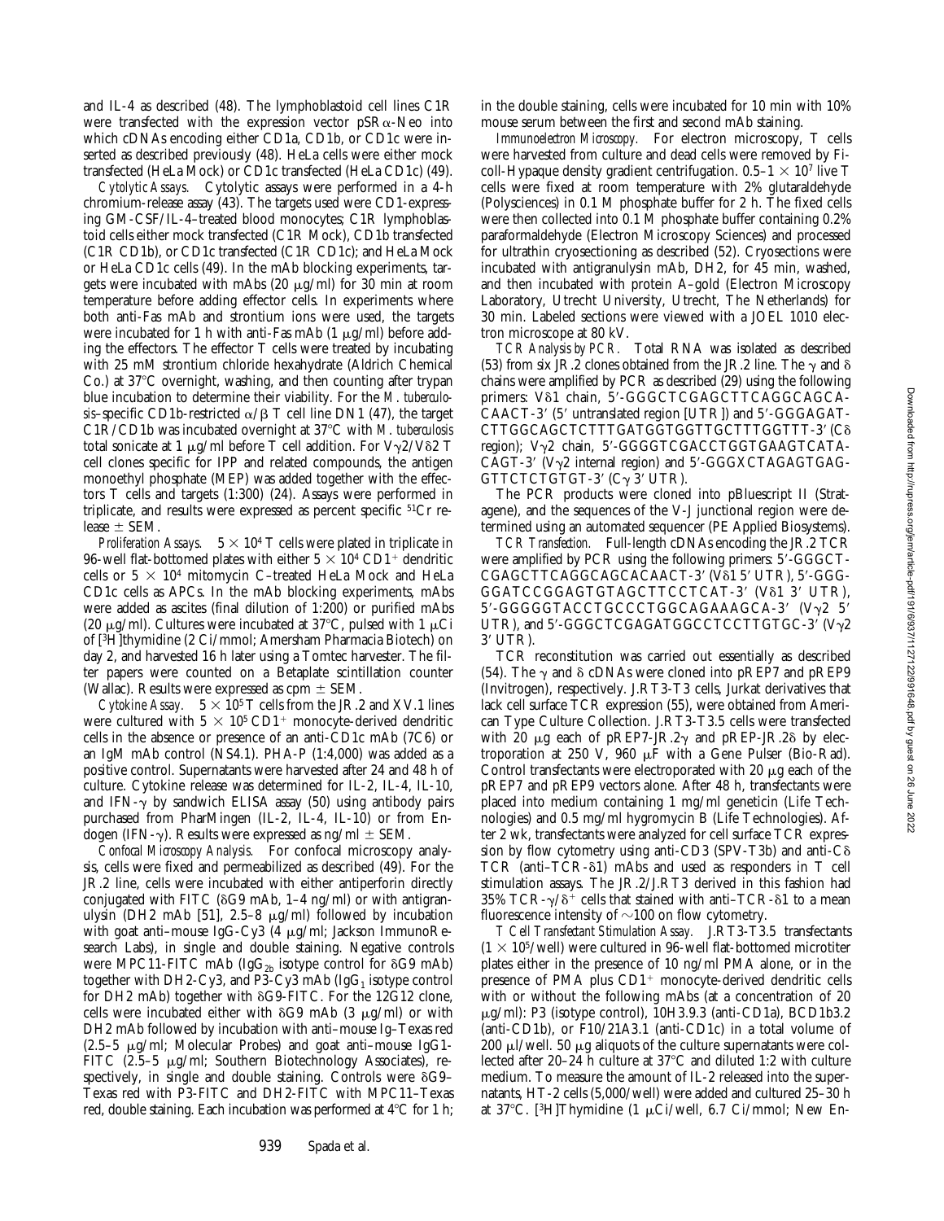and IL-4 as described (48). The lymphoblastoid cell lines C1R were transfected with the expression vector pSR$\alpha$-Neo into which cDNAs encoding either CD1a, CD1b, or CD1c were inserted as described previously (48). HeLa cells were either mock transfected (HeLa Mock) or CD1c transfected (HeLa CD1c) (49).

*Cytolytic Assays.* Cytolytic assays were performed in a 4-h chromium-release assay (43). The targets used were CD1-expressing GM-CSF/IL-4–treated blood monocytes; C1R lymphoblastoid cells either mock transfected (C1R Mock), CD1b transfected (C1R CD1b), or CD1c transfected (C1R CD1c); and HeLa Mock or HeLa CD1c cells (49). In the mAb blocking experiments, targets were incubated with mAbs (20 μg/ml) for 30 min at room temperature before adding effector cells. In experiments where both anti-Fas mAb and strontium ions were used, the targets were incubated for 1 h with anti-Fas mAb (1 μg/ml) before adding the effectors. The effector T cells were treated by incubating with 25 mM strontium chloride hexahydrate (Aldrich Chemical Co.) at 37°C overnight, washing, and then counting after trypan blue incubation to determine their viability. For the *M. tuberculosis*–specific CD1b-restricted $\alpha/\beta$ T cell line DN1 (47), the target C1R/CD1b was incubated overnight at 37°C with *M. tuberculosis* total sonicate at 1 μg/ml before T cell addition. For V$\gamma$2/V$\delta$2 T cell clones specific for IPP and related compounds, the antigen monoethyl phosphate (MEP) was added together with the effectors T cells and targets (1:300) (24). Assays were performed in triplicate, and results were expressed as percent specific $^{51}$Cr release ± SEM.

*Proliferation Assays.* $5 \times 10^4$ T cells were plated in triplicate in 96-well flat-bottomed plates with either $5 \times 10^4$ CD1$^+$ dendritic cells or $5 \times 10^4$ mitomycin C–treated HeLa Mock and HeLa CD1c cells as APCs. In the mAb blocking experiments, mAbs were added as ascites (final dilution of 1:200) or purified mAbs (20 μg/ml). Cultures were incubated at 37°C, pulsed with 1 μCi of [$^3$H]thymidine (2 Ci/mmol; Amersham Pharmacia Biotech) on day 2, and harvested 16 h later using a Tomtec harvester. The filter papers were counted on a Betaplate scintillation counter (Wallac). Results were expressed as cpm ± SEM.

*Cytokine Assay.* $5 \times 10^5$ T cells from the JR.2 and XV.1 lines were cultured with $5 \times 10^5$ CD1$^+$ monocyte-derived dendritic cells in the absence or presence of an anti-CD1c mAb (7C6) or an IgM mAb control (NS4.1). PHA-P (1:4,000) was added as a positive control. Supernatants were harvested after 24 and 48 h of culture. Cytokine release was determined for IL-2, IL-4, IL-10, and IFN-$\gamma$ by sandwich ELISA assay (50) using antibody pairs purchased from PharMingen (IL-2, IL-4, IL-10) or from Endogen (IFN-$\gamma$). Results were expressed as ng/ml ± SEM.

*Confocal Microscopy Analysis.* For confocal microscopy analysis, cells were fixed and permeabilized as described (49). For the JR.2 line, cells were incubated with either antiperforin directly conjugated with FITC ($\delta$G9 mAb, 1–4 ng/ml) or with antigranulysin (DH2 mAb [51], 2.5–8 μg/ml) followed by incubation with goat anti–mouse IgG-Cy3 (4 μg/ml; Jackson ImmunoResearch Labs), in single and double staining. Negative controls were MPC11-FITC mAb (IgG$_{2b}$ isotype control for $\delta$G9 mAb) together with DH2-Cy3, and P3-Cy3 mAb (IgG$_1$ isotype control for DH2 mAb) together with $\delta$G9-FITC. For the 12G12 clone, cells were incubated either with $\delta$G9 mAb (3 μg/ml) or with DH2 mAb followed by incubation with anti–mouse Ig–Texas red (2.5–5 μg/ml; Molecular Probes) and goat anti–mouse IgG1-FITC (2.5–5 μg/ml; Southern Biotechnology Associates), respectively, in single and double staining. Controls were $\delta$G9–Texas red with P3-FITC and DH2-FITC with MPC11–Texas red, double staining. Each incubation was performed at 4°C for 1 h; in the double staining, cells were incubated for 10 min with 10% mouse serum between the first and second mAb staining.

*Immunoelectron Microscopy.* For electron microscopy, T cells were harvested from culture and dead cells were removed by Ficoll-Hypaque density gradient centrifugation. 0.5–1 × $10^7$ live T cells were fixed at room temperature with 2% glutaraldehyde (Polysciences) in 0.1 M phosphate buffer for 2 h. The fixed cells were then collected into 0.1 M phosphate buffer containing 0.2% paraformaldehyde (Electron Microscopy Sciences) and processed for ultrathin cryosectioning as described (52). Cryosections were incubated with antigranulysin mAb, DH2, for 45 min, washed, and then incubated with protein A–gold (Electron Microscopy Laboratory, Utrecht University, Utrecht, The Netherlands) for 30 min. Labeled sections were viewed with a JOEL 1010 electron microscope at 80 kV.

*TCR Analysis by PCR.* Total RNA was isolated as described (53) from six JR.2 clones obtained from the JR.2 line. The $\gamma$ and $\delta$ chains were amplified by PCR as described (29) using the following primers: V$\delta$1 chain, 5′-GGGCTCGAGCTTCAGGCAGCA-CAACT-3′ (5′ untranslated region [UTR]) and 5′-GGGAGAT-CTTGGCAGCTCTTTGATGGTGGTTGCTTTGGTTT-3′ (C$\delta$ region); V$\gamma$2 chain, 5′-GGGGTCGACCTGGTGAAGTCATA-CAGT-3′ (V$\gamma$2 internal region) and 5′-GGGXCTAGAGTGAG-GTTCTCTGTGT-3′ (C$\gamma$ 3′ UTR).

The PCR products were cloned into pBluescript II (Stratagene), and the sequences of the V-J junctional region were determined using an automated sequencer (PE Applied Biosystems).

*TCR Transfection.* Full-length cDNAs encoding the JR.2 TCR were amplified by PCR using the following primers: 5′-GGGCT-CGAGCTTCAGGCAGCACAACT-3′ (V$\delta$1 5′ UTR), 5′-GGG-GGATCCGGAGTGTAGCTTCCTCAT-3′ (V$\delta$1 3′ UTR), 5′-GGGGGTACCTGCCCTGGCAGAAAGCA-3′ (V$\gamma$2 5′ UTR), and 5′-GGGCTCGAGATGGCCTCCTTGTGC-3′ (V$\gamma$2 3′ UTR).

TCR reconstitution was carried out essentially as described (54). The $\gamma$ and $\delta$ cDNAs were cloned into pREP7 and pREP9 (Invitrogen), respectively. J.RT3-T3.5 cells, Jurkat derivatives that lack cell surface TCR expression (55), were obtained from American Type Culture Collection. J.RT3-T3.5 cells were transfected with 20 μg each of pREP7-JR.2$\gamma$ and pREP-JR.2$\delta$ by electroporation at 250 V, 960 μF with a Gene Pulser (Bio-Rad). Control transfectants were electroporated with 20 μg each of the pREP7 and pREP9 vectors alone. After 48 h, transfectants were placed into medium containing 1 mg/ml geneticin (Life Technologies) and 0.5 mg/ml hygromycin B (Life Technologies). After 2 wk, transfectants were analyzed for cell surface TCR expression by flow cytometry using anti-CD3 (SPV-T3b) and anti-C$\delta$ TCR (anti–TCR-$\delta$1) mAbs and used as responders in T cell stimulation assays. The JR.2/J.RT3 derived in this fashion had 35% TCR-$\gamma/\delta^+$ cells that stained with anti–TCR-$\delta$1 to a mean fluorescence intensity of ~100 on flow cytometry.

*T Cell Transfectant Stimulation Assay.* J.RT3-T3.5 transfectants ($1 \times 10^5$/well) were cultured in 96-well flat-bottomed microtiter plates either in the presence of 10 ng/ml PMA alone, or in the presence of PMA plus CD1$^+$ monocyte-derived dendritic cells with or without the following mAbs (at a concentration of 20 μg/ml): P3 (isotype control), 10H3.9.3 (anti-CD1a), BCD1b3.2 (anti-CD1b), or F10/21A3.1 (anti-CD1c) in a total volume of 200 μl/well. 50 μg aliquots of the culture supernatants were collected after 20–24 h culture at 37°C and diluted 1:2 with culture medium. To measure the amount of IL-2 released into the supernatants, HT-2 cells (5,000/well) were added and cultured 25–30 h at 37°C. [$^3$H]Thymidine (1 μCi/well, 6.7 Ci/mmol; New En-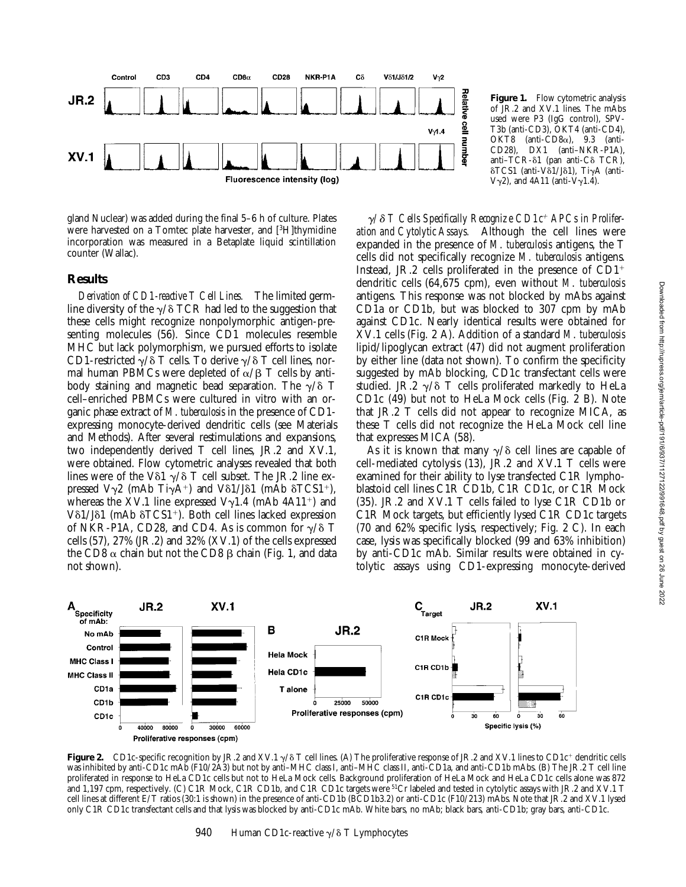**Figure 1.** Flow cytometric analysis of JR.2 and XV.1 lines. The mAbs used were P3 (IgG control), SPV-T3b (anti-CD3), OKT4 (anti-CD4), OKT8 (anti-CD8α), 9.3 (anti-CD28), DX1 (anti–NKR-P1A), anti–TCR-δ1 (pan anti-Cδ TCR), δTCS1 (anti-Vδ1/Jδ1), TiγA (anti-Vγ2), and 4A11 (anti-Vγ1.4).

gland Nuclear) was added during the final 5–6 h of culture. Plates were harvested on a Tomtec plate harvester, and [$^3$H]thymidine incorporation was measured in a Betaplate liquid scintillation counter (Wallac).

## Results

*Derivation of CD1-reactive T Cell Lines.* The limited germline diversity of the γ/δ TCR had led to the suggestion that these cells might recognize nonpolymorphic antigen-presenting molecules (56). Since CD1 molecules resemble MHC but lack polymorphism, we pursued efforts to isolate CD1-restricted γ/δ T cells. To derive γ/δ T cell lines, normal human PBMCs were depleted of α/β T cells by antibody staining and magnetic bead separation. The γ/δ T cell–enriched PBMCs were cultured in vitro with an organic phase extract of *M. tuberculosis* in the presence of CD1-expressing monocyte-derived dendritic cells (see Materials and Methods). After several restimulations and expansions, two independently derived T cell lines, JR.2 and XV.1, were obtained. Flow cytometric analyses revealed that both lines were of the Vδ1 γ/δ T cell subset. The JR.2 line expressed Vγ2 (mAb TiγA$^+$) and Vδ1/Jδ1 (mAb δTCS1$^+$), whereas the XV.1 line expressed Vγ1.4 (mAb 4A11$^+$) and Vδ1/Jδ1 (mAb δTCS1$^+$). Both cell lines lacked expression of NKR-P1A, CD28, and CD4. As is common for γ/δ T cells (57), 27% (JR.2) and 32% (XV.1) of the cells expressed the CD8 α chain but not the CD8 β chain (Fig. 1, and data not shown).

*γ/δ T Cells Specifically Recognize CD1c$^+$ APCs in Proliferation and Cytolytic Assays.* Although the cell lines were expanded in the presence of *M. tuberculosis* antigens, the T cells did not specifically recognize *M. tuberculosis* antigens. Instead, JR.2 cells proliferated in the presence of CD1$^+$ dendritic cells (64,675 cpm), even without *M. tuberculosis* antigens. This response was not blocked by mAbs against CD1a or CD1b, but was blocked to 307 cpm by mAb against CD1c. Nearly identical results were obtained for XV.1 cells (Fig. 2 A). Addition of a standard *M. tuberculosis* lipid/lipoglycan extract (47) did not augment proliferation by either line (data not shown). To confirm the specificity suggested by mAb blocking, CD1c transfectant cells were studied. JR.2 γ/δ T cells proliferated markedly to HeLa CD1c (49) but not to HeLa Mock cells (Fig. 2 B). Note that JR.2 T cells did not appear to recognize MICA, as these T cells did not recognize the HeLa Mock cell line that expresses MICA (58).

As it is known that many γ/δ cell lines are capable of cell-mediated cytolysis (13), JR.2 and XV.1 T cells were examined for their ability to lyse transfected C1R lymphoblastoid cell lines C1R CD1b, C1R CD1c, or C1R Mock (35). JR.2 and XV.1 T cells failed to lyse C1R CD1b or C1R Mock targets, but efficiently lysed C1R CD1c targets (70 and 62% specific lysis, respectively; Fig. 2 C). In each case, lysis was specifically blocked (99 and 63% inhibition) by anti-CD1c mAb. Similar results were obtained in cytolytic assays using CD1-expressing monocyte-derived

**Figure 2.** CD1c-specific recognition by JR.2 and XV.1 γ/δ T cell lines. (A) The proliferative response of JR.2 and XV.1 lines to CD1c$^+$ dendritic cells was inhibited by anti-CD1c mAb (F10/2A3) but not by anti–MHC class I, anti–MHC class II, anti-CD1a, and anti-CD1b mAbs. (B) The JR.2 T cell line proliferated in response to HeLa CD1c cells but not to HeLa Mock cells. Background proliferation of HeLa Mock and HeLa CD1c cells alone was 872 and 1,197 cpm, respectively. (C) C1R Mock, C1R CD1b, and C1R CD1c targets were $^{51}$Cr labeled and tested in cytolytic assays with JR.2 and XV.1 T cell lines at different E/T ratios (30:1 is shown) in the presence of anti-CD1b (BCD1b3.2) or anti-CD1c (F10/213) mAbs. Note that JR.2 and XV.1 lysed only C1R CD1c transfectant cells and that lysis was blocked by anti-CD1c mAb. White bars, no mAb; black bars, anti-CD1b; gray bars, anti-CD1c.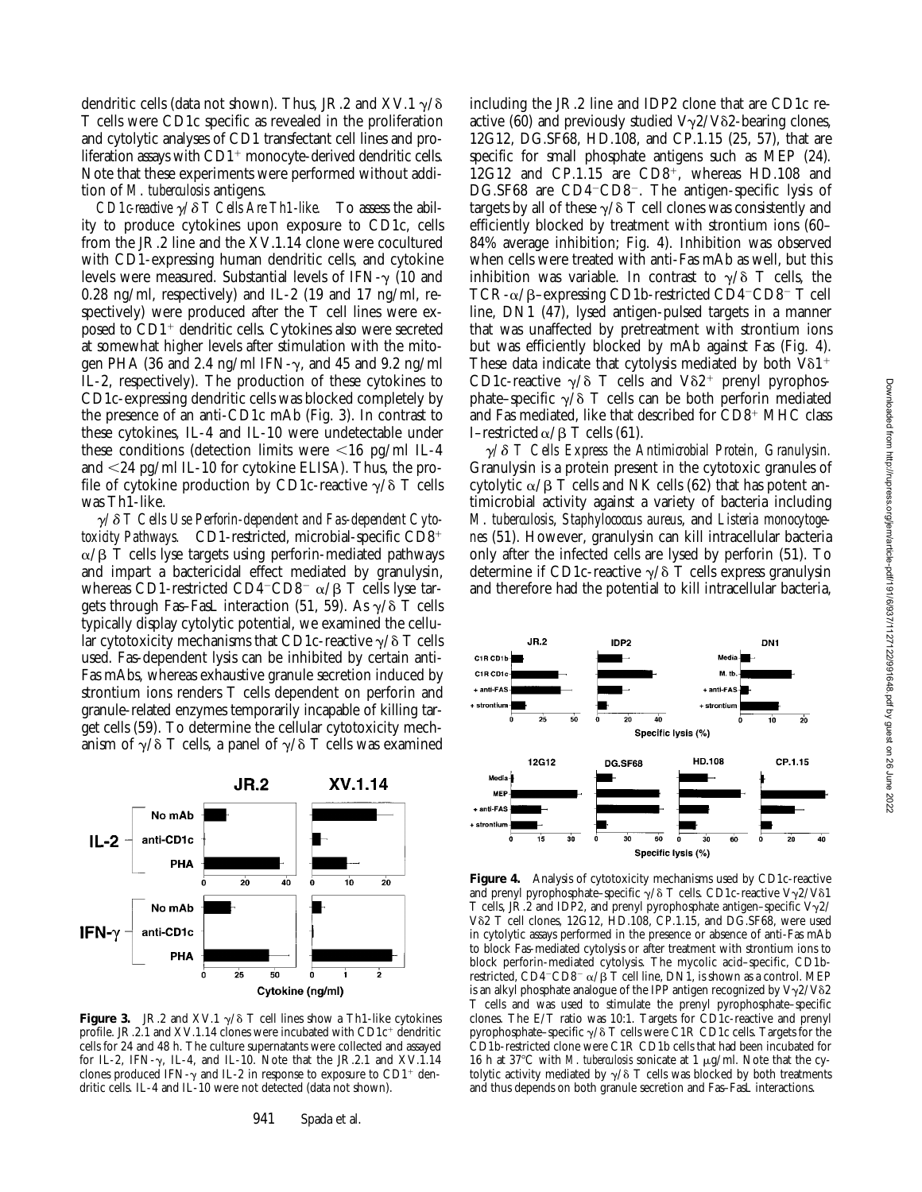dendritic cells (data not shown). Thus, JR.2 and XV.1 γ/δ T cells were CD1c specific as revealed in the proliferation and cytolytic analyses of CD1 transfectant cell lines and proliferation assays with CD1+ monocyte-derived dendritic cells. Note that these experiments were performed without addition of *M. tuberculosis* antigens.

*CD1c-reactive γ/δ T Cells Are Th1-like.* To assess the ability to produce cytokines upon exposure to CD1c, cells from the JR.2 line and the XV.1.14 clone were cocultured with CD1-expressing human dendritic cells, and cytokine levels were measured. Substantial levels of IFN-γ (10 and 0.28 ng/ml, respectively) and IL-2 (19 and 17 ng/ml, respectively) were produced after the T cell lines were exposed to CD1+ dendritic cells. Cytokines also were secreted at somewhat higher levels after stimulation with the mitogen PHA (36 and 2.4 ng/ml IFN-γ, and 45 and 9.2 ng/ml IL-2, respectively). The production of these cytokines to CD1c-expressing dendritic cells was blocked completely by the presence of an anti-CD1c mAb (Fig. 3). In contrast to these cytokines, IL-4 and IL-10 were undetectable under these conditions (detection limits were <16 pg/ml IL-4 and <24 pg/ml IL-10 for cytokine ELISA). Thus, the profile of cytokine production by CD1c-reactive γ/δ T cells was Th1-like.

*γ/δ T Cells Use Perforin-dependent and Fas-dependent Cytotoxicity Pathways.* CD1-restricted, microbial-specific CD8+ α/β T cells lyse targets using perforin-mediated pathways and impart a bactericidal effect mediated by granulysin, whereas CD1-restricted CD4−CD8− α/β T cells lyse targets through Fas–FasL interaction (51, 59). As γ/δ T cells typically display cytolytic potential, we examined the cellular cytotoxicity mechanisms that CD1c-reactive γ/δ T cells used. Fas-dependent lysis can be inhibited by certain anti-Fas mAbs, whereas exhaustive granule secretion induced by strontium ions renders T cells dependent on perforin and granule-related enzymes temporarily incapable of killing target cells (59). To determine the cellular cytotoxicity mechanism of γ/δ T cells, a panel of γ/δ T cells was examined including the JR.2 line and IDP2 clone that are CD1c reactive (60) and previously studied Vγ2/Vδ2-bearing clones, 12G12, DG.SF68, HD.108, and CP.1.15 (25, 57), that are specific for small phosphate antigens such as MEP (24). 12G12 and CP.1.15 are CD8+, whereas HD.108 and DG.SF68 are CD4−CD8−. The antigen-specific lysis of targets by all of these γ/δ T cell clones was consistently and efficiently blocked by treatment with strontium ions (60–84% average inhibition; Fig. 4). Inhibition was observed when cells were treated with anti-Fas mAb as well, but this inhibition was variable. In contrast to γ/δ T cells, the TCR-α/β–expressing CD1b-restricted CD4−CD8− T cell line, DN1 (47), lysed antigen-pulsed targets in a manner that was unaffected by pretreatment with strontium ions but was efficiently blocked by mAb against Fas (Fig. 4). These data indicate that cytolysis mediated by both Vδ1+ CD1c-reactive γ/δ T cells and Vδ2+ prenyl pyrophosphate–specific γ/δ T cells can be both perforin mediated and Fas mediated, like that described for CD8+ MHC class I–restricted α/β T cells (61).

*γ/δ T Cells Express the Antimicrobial Protein, Granulysin.* Granulysin is a protein present in the cytotoxic granules of cytolytic α/β T cells and NK cells (62) that has potent antimicrobial activity against a variety of bacteria including *M. tuberculosis*, *Staphylococcus aureus*, and *Listeria monocytogenes* (51). However, granulysin can kill intracellular bacteria only after the infected cells are lysed by perforin (51). To determine if CD1c-reactive γ/δ T cells express granulysin and therefore had the potential to kill intracellular bacteria,

**Figure 3.** JR.2 and XV.1 γ/δ T cell lines show a Th1-like cytokines profile. JR.2.1 and XV.1.14 clones were incubated with CD1c+ dendritic cells for 24 and 48 h. The culture supernatants were collected and assayed for IL-2, IFN-γ, IL-4, and IL-10. Note that the JR.2.1 and XV.1.14 clones produced IFN-γ and IL-2 in response to exposure to CD1+ dendritic cells. IL-4 and IL-10 were not detected (data not shown).

**Figure 4.** Analysis of cytotoxicity mechanisms used by CD1c-reactive and prenyl pyrophosphate–specific γ/δ T cells. CD1c-reactive Vγ2/Vδ1 T cells, JR.2 and IDP2, and prenyl pyrophosphate antigen–specific Vγ2/Vδ2 T cell clones, 12G12, HD.108, CP.1.15, and DG.SF68, were used in cytolytic assays performed in the presence or absence of anti-Fas mAb to block Fas-mediated cytolysis or after treatment with strontium ions to block perforin-mediated cytolysis. The mycolic acid–specific, CD1b-restricted, CD4−CD8− α/β T cell line, DN1, is shown as a control. MEP is an alkyl phosphate analogue of the IPP antigen recognized by Vγ2/Vδ2 T cells and was used to stimulate the prenyl pyrophosphate–specific clones. The E/T ratio was 10:1. Targets for CD1c-reactive and prenyl pyrophosphate–specific γ/δ T cells were C1R CD1c cells. Targets for the CD1b-restricted clone were C1R CD1b cells that had been incubated for 16 h at 37°C with *M. tuberculosis* sonicate at 1 μg/ml. Note that the cytolytic activity mediated by γ/δ T cells was blocked by both treatments and thus depends on both granule secretion and Fas–FasL interactions.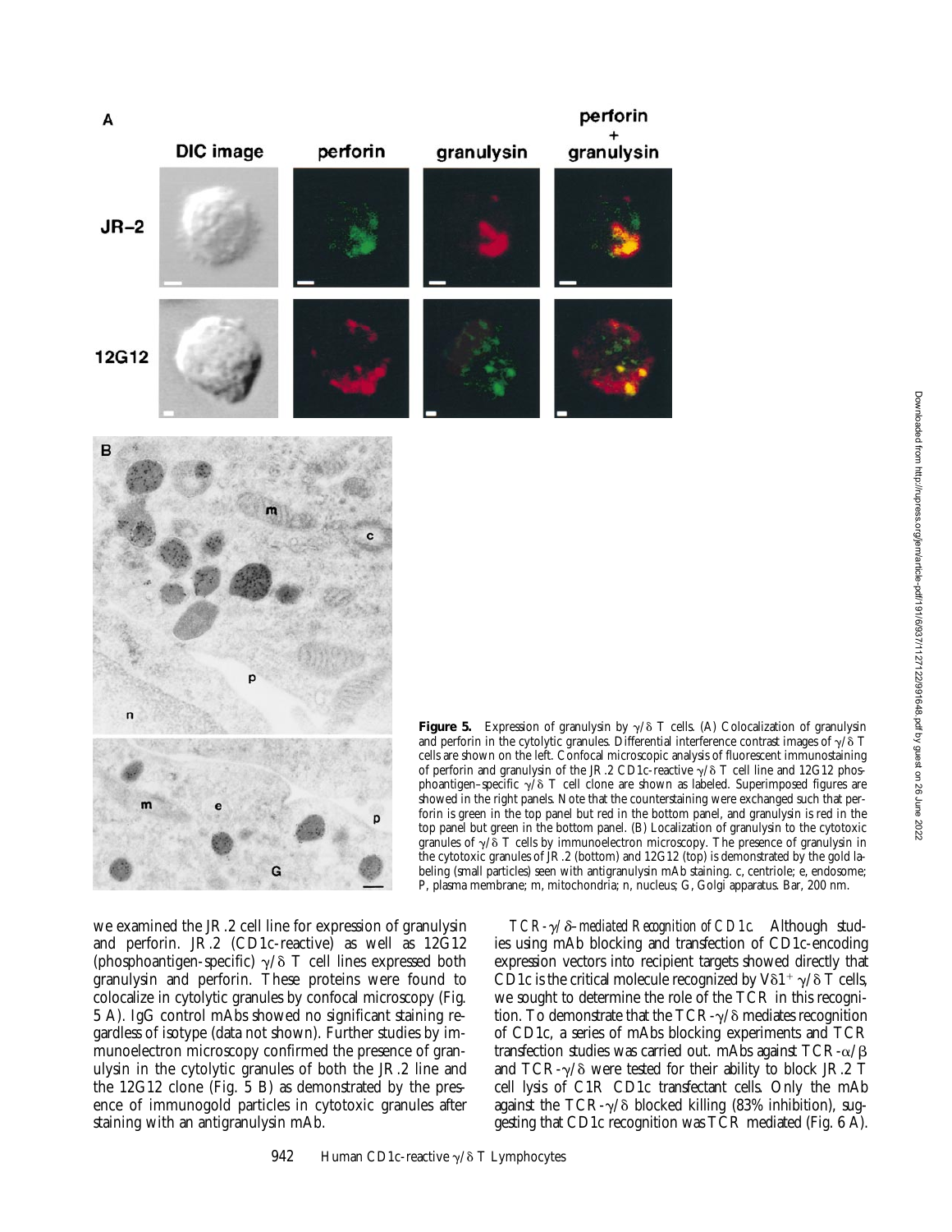**Figure 5.** Expression of granulysin by $\gamma/\delta$ T cells. (A) Colocalization of granulysin and perforin in the cytolytic granules. Differential interference contrast images of $\gamma/\delta$ T cells are shown on the left. Confocal microscopic analysis of fluorescent immunostaining of perforin and granulysin of the JR.2 CD1c-reactive $\gamma/\delta$ T cell line and 12G12 phosphoantigen–specific $\gamma/\delta$ T cell clone are shown as labeled. Superimposed figures are showed in the right panels. Note that the counterstaining were exchanged such that perforin is green in the top panel but red in the bottom panel, and granulysin is red in the top panel but green in the bottom panel. (B) Localization of granulysin to the cytotoxic granules of $\gamma/\delta$ T cells by immunoelectron microscopy. The presence of granulysin in the cytotoxic granules of JR.2 (bottom) and 12G12 (top) is demonstrated by the gold labeling (small particles) seen with antigranulysin mAb staining. c, centriole; e, endosome; P, plasma membrane; m, mitochondria; n, nucleus; G, Golgi apparatus. Bar, 200 nm.

we examined the JR.2 cell line for expression of granulysin and perforin. JR.2 (CD1c-reactive) as well as 12G12 (phosphoantigen-specific) $\gamma/\delta$ T cell lines expressed both granulysin and perforin. These proteins were found to colocalize in cytolytic granules by confocal microscopy (Fig. 5 A). IgG control mAbs showed no significant staining regardless of isotype (data not shown). Further studies by immunoelectron microscopy confirmed the presence of granulysin in the cytolytic granules of both the JR.2 line and the 12G12 clone (Fig. 5 B) as demonstrated by the presence of immunogold particles in cytotoxic granules after staining with an antigranulysin mAb.

*TCR-$\gamma/\delta$–mediated Recognition of CD1c.* Although studies using mAb blocking and transfection of CD1c-encoding expression vectors into recipient targets showed directly that CD1c is the critical molecule recognized by $V\delta1^+$ $\gamma/\delta$ T cells, we sought to determine the role of the TCR in this recognition. To demonstrate that the TCR-$\gamma/\delta$ mediates recognition of CD1c, a series of mAbs blocking experiments and TCR transfection studies was carried out. mAbs against TCR-$\alpha/\beta$ and TCR-$\gamma/\delta$ were tested for their ability to block JR.2 T cell lysis of C1R CD1c transfectant cells. Only the mAb against the TCR-$\gamma/\delta$ blocked killing (83% inhibition), suggesting that CD1c recognition was TCR mediated (Fig. 6 A).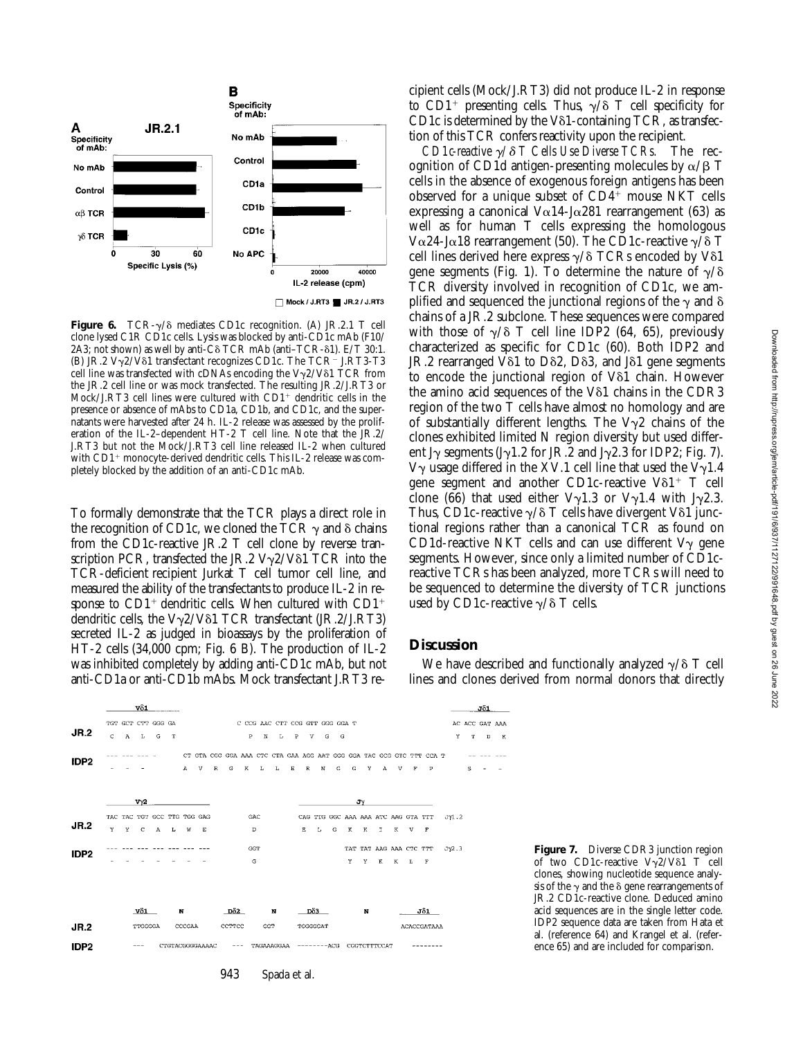**Figure 6.** TCR-γ/δ mediates CD1c recognition. (A) JR.2.1 T cell clone lysed C1R CD1c cells. Lysis was blocked by anti-CD1c mAb (F10/2A3; not shown) as well by anti-Cδ TCR mAb (anti–TCR-δ1). E/T 30:1. (B) JR.2 Vγ2/Vδ1 transfectant recognizes CD1c. The TCR⁻ J.RT3-T3 cell line was transfected with cDNAs encoding the Vγ2/Vδ1 TCR from the JR.2 cell line or was mock transfected. The resulting JR.2/J.RT3 or Mock/J.RT3 cell lines were cultured with CD1⁺ dendritic cells in the presence or absence of mAbs to CD1a, CD1b, and CD1c, and the supernatants were harvested after 24 h. IL-2 release was assessed by the proliferation of the IL-2–dependent HT-2 T cell line. Note that the JR.2/J.RT3 but not the Mock/J.RT3 cell line released IL-2 when cultured with CD1⁺ monocyte-derived dendritic cells. This IL-2 release was completely blocked by the addition of an anti-CD1c mAb.

To formally demonstrate that the TCR plays a direct role in the recognition of CD1c, we cloned the TCR γ and δ chains from the CD1c-reactive JR.2 T cell clone by reverse transcription PCR, transfected the JR.2 Vγ2/Vδ1 TCR into the TCR-deficient recipient Jurkat T cell tumor cell line, and measured the ability of the transfectants to produce IL-2 in response to CD1⁺ dendritic cells. When cultured with CD1⁺ dendritic cells, the Vγ2/Vδ1 TCR transfectant (JR.2/J.RT3) secreted IL-2 as judged in bioassays by the proliferation of HT-2 cells (34,000 cpm; Fig. 6 B). The production of IL-2 was inhibited completely by adding anti-CD1c mAb, but not anti-CD1a or anti-CD1b mAbs. Mock transfectant J.RT3 recipient cells (Mock/J.RT3) did not produce IL-2 in response to CD1⁺ presenting cells. Thus, γ/δ T cell specificity for CD1c is determined by the Vδ1-containing TCR, as transfection of this TCR confers reactivity upon the recipient.

*CD1c-reactive γ/δ T Cells Use Diverse TCRs.* The recognition of CD1d antigen-presenting molecules by α/β T cells in the absence of exogenous foreign antigens has been observed for a unique subset of CD4⁺ mouse NKT cells expressing a canonical Vα14-Jα281 rearrangement (63) as well as for human T cells expressing the homologous Vα24-Jα18 rearrangement (50). The CD1c-reactive γ/δ T cell lines derived here express γ/δ TCRs encoded by Vδ1 gene segments (Fig. 1). To determine the nature of γ/δ TCR diversity involved in recognition of CD1c, we amplified and sequenced the junctional regions of the γ and δ chains of a JR.2 subclone. These sequences were compared with those of γ/δ T cell line IDP2 (64, 65), previously characterized as specific for CD1c (60). Both IDP2 and JR.2 rearranged Vδ1 to Dδ2, Dδ3, and Jδ1 gene segments to encode the junctional region of Vδ1 chain. However the amino acid sequences of the Vδ1 chains in the CDR3 region of the two T cells have almost no homology and are of substantially different lengths. The Vγ2 chains of the clones exhibited limited N region diversity but used different Jγ segments (Jγ1.2 for JR.2 and Jγ2.3 for IDP2; Fig. 7). Vγ usage differed in the XV.1 cell line that used the Vγ1.4 gene segment and another CD1c-reactive Vδ1⁺ T cell clone (66) that used either Vγ1.3 or Vγ1.4 with Jγ2.3. Thus, CD1c-reactive γ/δ T cells have divergent Vδ1 junctional regions rather than a canonical TCR as found on CD1d-reactive NKT cells and can use different Vγ gene segments. However, since only a limited number of CD1c-reactive TCRs has been analyzed, more TCRs will need to be sequenced to determine the diversity of TCR junctions used by CD1c-reactive γ/δ T cells.

## Discussion

We have described and functionally analyzed γ/δ T cell lines and clones derived from normal donors that directly

**Figure 7.** Diverse CDR3 junction region of two CD1c-reactive Vγ2/Vδ1 T cell clones, showing nucleotide sequence analysis of the γ and the δ gene rearrangements of JR.2 CD1c-reactive clone. Deduced amino acid sequences are in the single letter code. IDP2 sequence data are taken from Hata et al. (reference 64) and Krangel et al. (reference 65) and are included for comparison.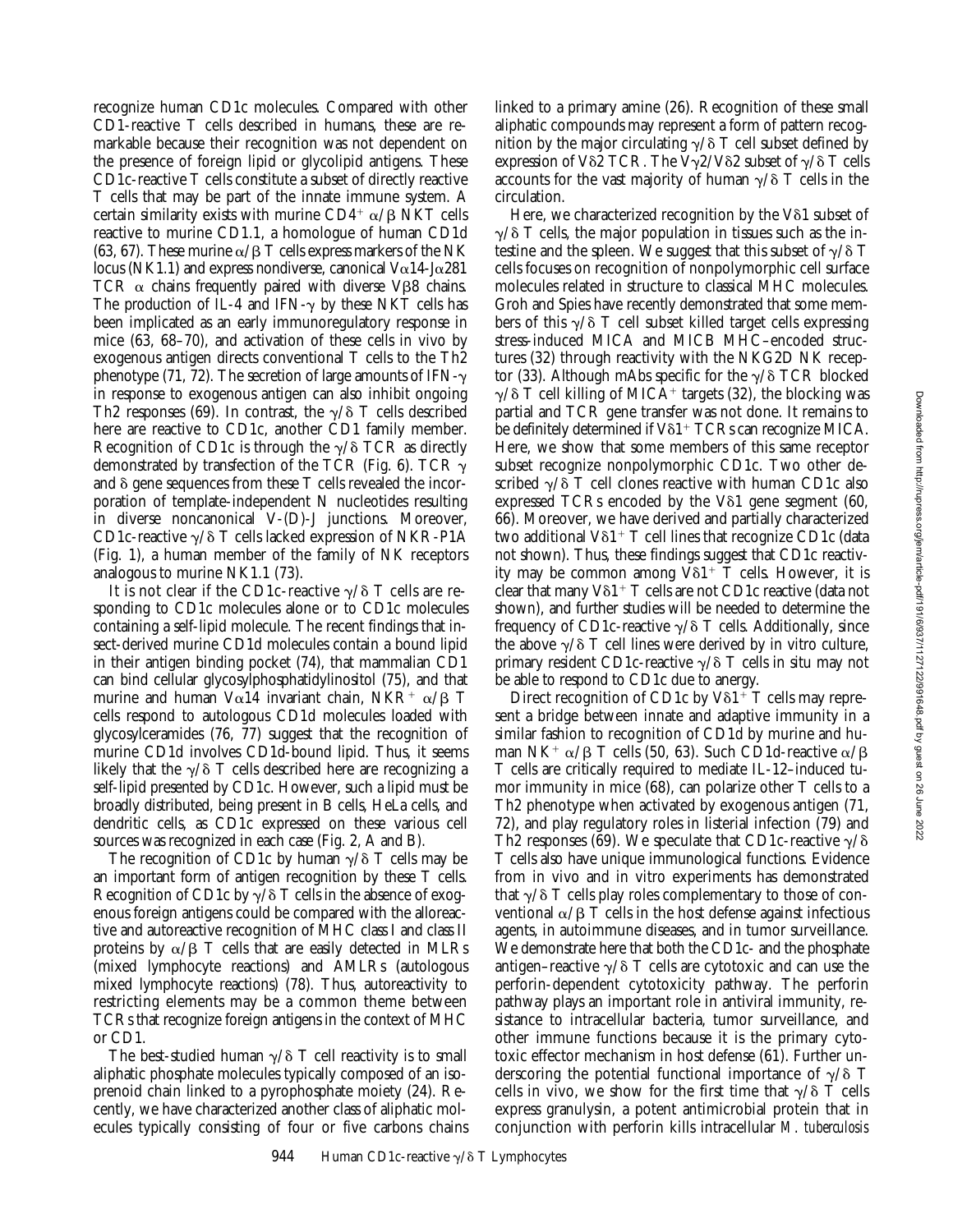recognize human CD1c molecules. Compared with other CD1-reactive T cells described in humans, these are remarkable because their recognition was not dependent on the presence of foreign lipid or glycolipid antigens. These CD1c-reactive T cells constitute a subset of directly reactive T cells that may be part of the innate immune system. A certain similarity exists with murine $CD4^+$ α/β NKT cells reactive to murine CD1.1, a homologue of human CD1d (63, 67). These murine α/β T cells express markers of the NK locus (NK1.1) and express nondiverse, canonical Vα14-Jα281 TCR α chains frequently paired with diverse Vβ8 chains. The production of IL-4 and IFN-γ by these NKT cells has been implicated as an early immunoregulatory response in mice (63, 68–70), and activation of these cells in vivo by exogenous antigen directs conventional T cells to the Th2 phenotype (71, 72). The secretion of large amounts of IFN-γ in response to exogenous antigen can also inhibit ongoing Th2 responses (69). In contrast, the γ/δ T cells described here are reactive to CD1c, another CD1 family member. Recognition of CD1c is through the γ/δ TCR as directly demonstrated by transfection of the TCR (Fig. 6). TCR γ and δ gene sequences from these T cells revealed the incorporation of template-independent N nucleotides resulting in diverse noncanonical V-(D)-J junctions. Moreover, CD1c-reactive γ/δ T cells lacked expression of NKR-P1A (Fig. 1), a human member of the family of NK receptors analogous to murine NK1.1 (73).

It is not clear if the CD1c-reactive γ/δ T cells are responding to CD1c molecules alone or to CD1c molecules containing a self-lipid molecule. The recent findings that insect-derived murine CD1d molecules contain a bound lipid in their antigen binding pocket (74), that mammalian CD1 can bind cellular glycosylphosphatidylinositol (75), and that murine and human Vα14 invariant chain, $NKR^+$ α/β T cells respond to autologous CD1d molecules loaded with glycosylceramides (76, 77) suggest that the recognition of murine CD1d involves CD1d-bound lipid. Thus, it seems likely that the γ/δ T cells described here are recognizing a self-lipid presented by CD1c. However, such a lipid must be broadly distributed, being present in B cells, HeLa cells, and dendritic cells, as CD1c expressed on these various cell sources was recognized in each case (Fig. 2, A and B).

The recognition of CD1c by human γ/δ T cells may be an important form of antigen recognition by these T cells. Recognition of CD1c by γ/δ T cells in the absence of exogenous foreign antigens could be compared with the alloreactive and autoreactive recognition of MHC class I and class II proteins by α/β T cells that are easily detected in MLRs (mixed lymphocyte reactions) and AMLRs (autologous mixed lymphocyte reactions) (78). Thus, autoreactivity to restricting elements may be a common theme between TCRs that recognize foreign antigens in the context of MHC or CD1.

The best-studied human γ/δ T cell reactivity is to small aliphatic phosphate molecules typically composed of an isoprenoid chain linked to a pyrophosphate moiety (24). Recently, we have characterized another class of aliphatic molecules typically consisting of four or five carbons chains linked to a primary amine (26). Recognition of these small aliphatic compounds may represent a form of pattern recognition by the major circulating γ/δ T cell subset defined by expression of Vδ2 TCR. The Vγ2/Vδ2 subset of γ/δ T cells accounts for the vast majority of human γ/δ T cells in the circulation.

Here, we characterized recognition by the Vδ1 subset of γ/δ T cells, the major population in tissues such as the intestine and the spleen. We suggest that this subset of γ/δ T cells focuses on recognition of nonpolymorphic cell surface molecules related in structure to classical MHC molecules. Groh and Spies have recently demonstrated that some members of this γ/δ T cell subset killed target cells expressing stress-induced MICA and MICB MHC–encoded structures (32) through reactivity with the NKG2D NK receptor (33). Although mAbs specific for the γ/δ TCR blocked γ/δ T cell killing of $MICA^+$ targets (32), the blocking was partial and TCR gene transfer was not done. It remains to be definitely determined if $Vδ1^+$ TCRs can recognize MICA. Here, we show that some members of this same receptor subset recognize nonpolymorphic CD1c. Two other described γ/δ T cell clones reactive with human CD1c also expressed TCRs encoded by the Vδ1 gene segment (60, 66). Moreover, we have derived and partially characterized two additional $Vδ1^+$ T cell lines that recognize CD1c (data not shown). Thus, these findings suggest that CD1c reactivity may be common among $Vδ1^+$ T cells. However, it is clear that many $Vδ1^+$ T cells are not CD1c reactive (data not shown), and further studies will be needed to determine the frequency of CD1c-reactive γ/δ T cells. Additionally, since the above γ/δ T cell lines were derived by in vitro culture, primary resident CD1c-reactive γ/δ T cells in situ may not be able to respond to CD1c due to anergy.

Direct recognition of CD1c by $Vδ1^+$ T cells may represent a bridge between innate and adaptive immunity in a similar fashion to recognition of CD1d by murine and human $NK^+$ α/β T cells (50, 63). Such CD1d-reactive α/β T cells are critically required to mediate IL-12–induced tumor immunity in mice (68), can polarize other T cells to a Th2 phenotype when activated by exogenous antigen (71, 72), and play regulatory roles in listerial infection (79) and Th2 responses (69). We speculate that CD1c-reactive γ/δ T cells also have unique immunological functions. Evidence from in vivo and in vitro experiments has demonstrated that γ/δ T cells play roles complementary to those of conventional α/β T cells in the host defense against infectious agents, in autoimmune diseases, and in tumor surveillance. We demonstrate here that both the CD1c- and the phosphate antigen–reactive γ/δ T cells are cytotoxic and can use the perforin-dependent cytotoxicity pathway. The perforin pathway plays an important role in antiviral immunity, resistance to intracellular bacteria, tumor surveillance, and other immune functions because it is the primary cytotoxic effector mechanism in host defense (61). Further underscoring the potential functional importance of γ/δ T cells in vivo, we show for the first time that γ/δ T cells express granulysin, a potent antimicrobial protein that in conjunction with perforin kills intracellular *M. tuberculosis*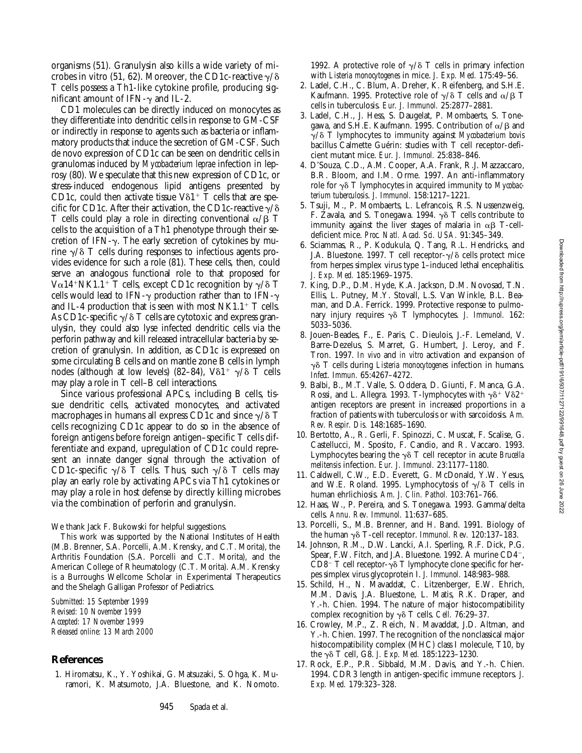organisms (51). Granulysin also kills a wide variety of microbes in vitro (51, 62). Moreover, the CD1c-reactive $\gamma/\delta$ T cells possess a Th1-like cytokine profile, producing significant amount of IFN-$\gamma$ and IL-2.

CD1 molecules can be directly induced on monocytes as they differentiate into dendritic cells in response to GM-CSF or indirectly in response to agents such as bacteria or inflammatory products that induce the secretion of GM-CSF. Such de novo expression of CD1c can be seen on dendritic cells in granulomas induced by *Mycobacterium leprae* infection in leprosy (80). We speculate that this new expression of CD1c, or stress-induced endogenous lipid antigens presented by CD1c, could then activate tissue V$\delta$1$^+$ T cells that are specific for CD1c. After their activation, the CD1c-reactive $\gamma/\delta$ T cells could play a role in directing conventional $\alpha/\beta$ T cells to the acquisition of a Th1 phenotype through their secretion of IFN-$\gamma$. The early secretion of cytokines by murine $\gamma/\delta$ T cells during responses to infectious agents provides evidence for such a role (81). These cells, then, could serve an analogous functional role to that proposed for V$\alpha$14$^+$NK1.1$^+$ T cells, except CD1c recognition by $\gamma/\delta$ T cells would lead to IFN-$\gamma$ production rather than to IFN-$\gamma$ and IL-4 production that is seen with most NK1.1$^+$ T cells. As CD1c-specific $\gamma/\delta$ T cells are cytotoxic and express granulysin, they could also lyse infected dendritic cells via the perforin pathway and kill released intracellular bacteria by secretion of granulysin. In addition, as CD1c is expressed on some circulating B cells and on mantle zone B cells in lymph nodes (although at low levels) (82–84), V$\delta$1$^+$ $\gamma/\delta$ T cells may play a role in T cell–B cell interactions.

Since various professional APCs, including B cells, tissue dendritic cells, activated monocytes, and activated macrophages in humans all express CD1c and since $\gamma/\delta$ T cells recognizing CD1c appear to do so in the absence of foreign antigens before foreign antigen–specific T cells differentiate and expand, upregulation of CD1c could represent an innate danger signal through the activation of CD1c-specific $\gamma/\delta$ T cells. Thus, such $\gamma/\delta$ T cells may play an early role by activating APCs via Th1 cytokines or may play a role in host defense by directly killing microbes via the combination of perforin and granulysin.

We thank Jack F. Bukowski for helpful suggestions.

This work was supported by the National Institutes of Health (M.B. Brenner, S.A. Porcelli, A.M. Krensky, and C.T. Morita), the Arthritis Foundation (S.A. Porcelli and C.T. Morita), and the American College of Rheumatology (C.T. Morita). A.M. Krensky is a Burroughs Wellcome Scholar in Experimental Therapeutics and the Shelagh Galligan Professor of Pediatrics.

*Submitted: 15 September 1999*
*Revised: 10 November 1999*
*Accepted: 17 November 1999*
*Released online: 13 March 2000*

## References

1. Hiromatsu, K., Y. Yoshikai, G. Matsuzaki, S. Ohga, K. Muramori, K. Matsumoto, J.A. Bluestone, and K. Nomoto. 1992. A protective role of $\gamma/\delta$ T cells in primary infection with *Listeria monocytogenes* in mice. *J. Exp. Med.* 175:49–56.
2. Ladel, C.H., C. Blum, A. Dreher, K. Reifenberg, and S.H.E. Kaufmann. 1995. Protective role of $\gamma/\delta$ T cells and $\alpha/\beta$ T cells in tuberculosis. *Eur. J. Immunol.* 25:2877–2881.
3. Ladel, C.H., J. Hess, S. Daugelat, P. Mombaerts, S. Tonegawa, and S.H.E. Kaufmann. 1995. Contribution of $\alpha/\beta$ and $\gamma/\delta$ T lymphocytes to immunity against *Mycobacterium bovis* bacillus Calmette Guérin: studies with T cell receptor-deficient mutant mice. *Eur. J. Immunol.* 25:838–846.
4. D'Souza, C.D., A.M. Cooper, A.A. Frank, R.J. Mazzaccaro, B.R. Bloom, and I.M. Orme. 1997. An anti-inflammatory role for $\gamma\delta$ T lymphocytes in acquired immunity to *Mycobacterium tuberculosis*. *J. Immunol.* 158:1217–1221.
5. Tsuji, M., P. Mombaerts, L. Lefrancois, R.S. Nussenzweig, F. Zavala, and S. Tonegawa. 1994. $\gamma\delta$ T cells contribute to immunity against the liver stages of malaria in $\alpha\beta$ T-cell-deficient mice. *Proc. Natl. Acad. Sci. USA.* 91:345–349.
6. Sciammas, R., P. Kodukula, Q. Tang, R.L. Hendricks, and J.A. Bluestone. 1997. T cell receptor-$\gamma/\delta$ cells protect mice from herpes simplex virus type 1–induced lethal encephalitis. *J. Exp. Med.* 185:1969–1975.
7. King, D.P., D.M. Hyde, K.A. Jackson, D.M. Novosad, T.N. Ellis, L. Putney, M.Y. Stovall, L.S. Van Winkle, B.L. Beaman, and D.A. Ferrick. 1999. Protective response to pulmonary injury requires $\gamma\delta$ T lymphocytes. *J. Immunol.* 162: 5033–5036.
8. Jouen-Beades, F., E. Paris, C. Dieulois, J.-F. Lemeland, V. Barre-Dezelus, S. Marret, G. Humbert, J. Leroy, and F. Tron. 1997. *In vivo* and *in vitro* activation and expansion of $\gamma\delta$ T cells during *Listeria monocytogenes* infection in humans. *Infect. Immun.* 65:4267–4272.
9. Balbi, B., M.T. Valle, S. Oddera, D. Giunti, F. Manca, G.A. Rossi, and L. Allegra. 1993. T-lymphocytes with $\gamma\delta^+$ V$\delta$2$^+$ antigen receptors are present in increased proportions in a fraction of patients with tuberculosis or with sarcoidosis. *Am. Rev. Respir. Dis.* 148:1685–1690.
10. Bertotto, A., R. Gerli, F. Spinozzi, C. Muscat, F. Scalise, G. Castellucci, M. Sposito, F. Candio, and R. Vaccaro. 1993. Lymphocytes bearing the $\gamma\delta$ T cell receptor in acute *Brucella melitensis* infection. *Eur. J. Immunol.* 23:1177–1180.
11. Caldwell, C.W., E.D. Everett, G. McDonald, Y.W. Yesus, and W.E. Roland. 1995. Lymphocytosis of $\gamma/\delta$ T cells in human ehrlichiosis. *Am. J. Clin. Pathol.* 103:761–766.
12. Haas, W., P. Pereira, and S. Tonegawa. 1993. Gamma/delta cells. *Annu. Rev. Immunol.* 11:637–685.
13. Porcelli, S., M.B. Brenner, and H. Band. 1991. Biology of the human $\gamma\delta$ T-cell receptor. *Immunol. Rev.* 120:137–183.
14. Johnson, R.M., D.W. Lancki, A.I. Sperling, R.F. Dick, P.G. Spear, F.W. Fitch, and J.A. Bluestone. 1992. A murine CD4$^-$, CD8$^-$ T cell receptor-$\gamma\delta$ T lymphocyte clone specific for herpes simplex virus glycoprotein I. *J. Immunol.* 148:983–988.
15. Schild, H., N. Mavaddat, C. Litzenberger, E.W. Ehrich, M.M. Davis, J.A. Bluestone, L. Matis, R.K. Draper, and Y.-h. Chien. 1994. The nature of major histocompatibility complex recognition by $\gamma\delta$ T cells. *Cell.* 76:29–37.
16. Crowley, M.P., Z. Reich, N. Mavaddat, J.D. Altman, and Y.-h. Chien. 1997. The recognition of the nonclassical major histocompatibility complex (MHC) class I molecule, T10, by the $\gamma\delta$ T cell, G8. *J. Exp. Med.* 185:1223–1230.
17. Rock, E.P., P.R. Sibbald, M.M. Davis, and Y.-h. Chien. 1994. CDR3 length in antigen-specific immune receptors. *J. Exp. Med.* 179:323–328.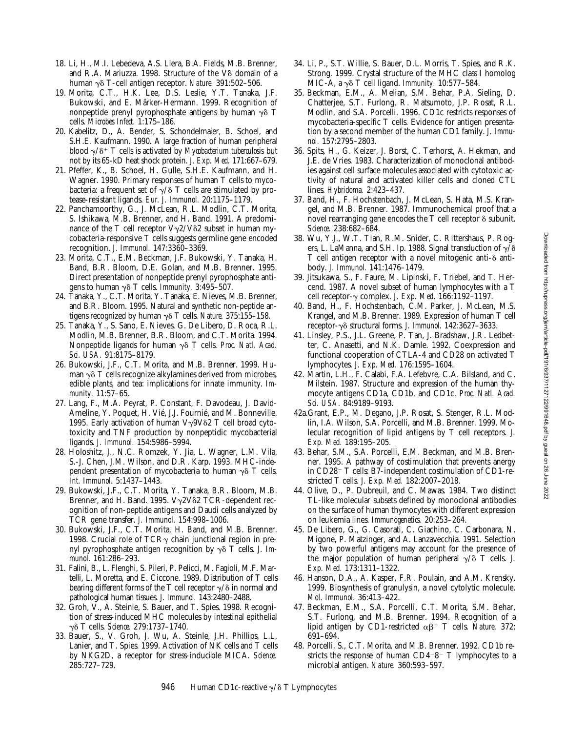18. Li, H., M.I. Lebedeva, A.S. Llera, B.A. Fields, M.B. Brenner, and R.A. Mariuzza. 1998. Structure of the Vδ domain of a human γδ T-cell antigen receptor. *Nature.* 391:502–506.

19. Morita, C.T., H.K. Lee, D.S. Leslie, Y.T. Tanaka, J.F. Bukowski, and E. Märker-Hermann. 1999. Recognition of nonpeptide prenyl pyrophosphate antigens by human γδ T cells. *Microbes Infect.* 1:175–186.

20. Kabelitz, D., A. Bender, S. Schondelmaier, B. Schoel, and S.H.E. Kaufmann. 1990. A large fraction of human peripheral blood γ/δ+ T cells is activated by *Mycobacterium tuberculosis* but not by its 65-kD heat shock protein. *J. Exp. Med.* 171:667–679.

21. Pfeffer, K., B. Schoel, H. Gulle, S.H.E. Kaufmann, and H. Wagner. 1990. Primary responses of human T cells to mycobacteria: a frequent set of γ/δ T cells are stimulated by protease-resistant ligands. *Eur. J. Immunol.* 20:1175–1179.

22. Panchamoorthy, G., J. McLean, R.L. Modlin, C.T. Morita, S. Ishikawa, M.B. Brenner, and H. Band. 1991. A predominance of the T cell receptor Vγ2/Vδ2 subset in human mycobacteria-responsive T cells suggests germline gene encoded recognition. *J. Immunol.* 147:3360–3369.

23. Morita, C.T., E.M. Beckman, J.F. Bukowski, Y. Tanaka, H. Band, B.R. Bloom, D.E. Golan, and M.B. Brenner. 1995. Direct presentation of nonpeptide prenyl pyrophosphate antigens to human γδ T cells. *Immunity.* 3:495–507.

24. Tanaka, Y., C.T. Morita, Y. Tanaka, E. Nieves, M.B. Brenner, and B.R. Bloom. 1995. Natural and synthetic non-peptide antigens recognized by human γδ T cells. *Nature.* 375:155–158.

25. Tanaka, Y., S. Sano, E. Nieves, G. De Libero, D. Roca, R.L. Modlin, M.B. Brenner, B.R. Bloom, and C.T. Morita. 1994. Nonpeptide ligands for human γδ T cells. *Proc. Natl. Acad. Sci. USA.* 91:8175–8179.

26. Bukowski, J.F., C.T. Morita, and M.B. Brenner. 1999. Human γδ T cells recognize alkylamines derived from microbes, edible plants, and tea: implications for innate immunity. *Immunity.* 11:57–65.

27. Lang, F., M.A. Peyrat, P. Constant, F. Davodeau, J. David-Ameline, Y. Poquet, H. Vié, J.J. Fournié, and M. Bonneville. 1995. Early activation of human Vγ9Vδ2 T cell broad cytotoxicity and TNF production by nonpeptidic mycobacterial ligands. *J. Immunol.* 154:5986–5994.

28. Holoshitz, J., N.C. Romzek, Y. Jia, L. Wagner, L.M. Vila, S.-J. Chen, J.M. Wilson, and D.R. Karp. 1993. MHC-independent presentation of mycobacteria to human γδ T cells. *Int. Immunol.* 5:1437–1443.

29. Bukowski, J.F., C.T. Morita, Y. Tanaka, B.R. Bloom, M.B. Brenner, and H. Band. 1995. Vγ2Vδ2 TCR-dependent recognition of non-peptide antigens and Daudi cells analyzed by TCR gene transfer. *J. Immunol.* 154:998–1006.

30. Bukowski, J.F., C.T. Morita, H. Band, and M.B. Brenner. 1998. Crucial role of TCRγ chain junctional region in prenyl pyrophosphate antigen recognition by γδ T cells. *J. Immunol.* 161:286–293.

31. Falini, B., L. Flenghi, S. Pileri, P. Pelicci, M. Fagioli, M.F. Martelli, L. Moretta, and E. Ciccone. 1989. Distribution of T cells bearing different forms of the T cell receptor γ/δ in normal and pathological human tissues. *J. Immunol.* 143:2480–2488.

32. Groh, V., A. Steinle, S. Bauer, and T. Spies. 1998. Recognition of stress-induced MHC molecules by intestinal epithelial γδ T cells. *Science.* 279:1737–1740.

33. Bauer, S., V. Groh, J. Wu, A. Steinle, J.H. Phillips, L.L. Lanier, and T. Spies. 1999. Activation of NK cells and T cells by NKG2D, a receptor for stress-inducible MICA. *Science.* 285:727–729.

34. Li, P., S.T. Willie, S. Bauer, D.L. Morris, T. Spies, and R.K. Strong. 1999. Crystal structure of the MHC class I homolog MIC-A, a γδ T cell ligand. *Immunity.* 10:577–584.

35. Beckman, E.M., A. Melian, S.M. Behar, P.A. Sieling, D. Chatterjee, S.T. Furlong, R. Matsumoto, J.P. Rosat, R.L. Modlin, and S.A. Porcelli. 1996. CD1c restricts responses of mycobacteria-specific T cells. Evidence for antigen presentation by a second member of the human CD1 family. *J. Immunol.* 157:2795–2803.

36. Spits, H., G. Keizer, J. Borst, C. Terhorst, A. Hekman, and J.E. de Vries. 1983. Characterization of monoclonal antibodies against cell surface molecules associated with cytotoxic activity of natural and activated killer cells and cloned CTL lines. *Hybridoma.* 2:423–437.

37. Band, H., F. Hochstenbach, J. McLean, S. Hata, M.S. Krangel, and M.B. Brenner. 1987. Immunochemical proof that a novel rearranging gene encodes the T cell receptor δ subunit. *Science.* 238:682–684.

38. Wu, Y.J., W.T. Tian, R.M. Snider, C. Rittershaus, P. Rogers, L. LaManna, and S.H. Ip. 1988. Signal transduction of γ/δ T cell antigen receptor with a novel mitogenic anti-δ antibody. *J. Immunol.* 141:1476–1479.

39. Jitsukawa, S., F. Faure, M. Lipinski, F. Triebel, and T. Hercend. 1987. A novel subset of human lymphocytes with a T cell receptor-γ complex. *J. Exp. Med.* 166:1192–1197.

40. Band, H., F. Hochstenbach, C.M. Parker, J. McLean, M.S. Krangel, and M.B. Brenner. 1989. Expression of human T cell receptor-γδ structural forms. *J. Immunol.* 142:3627–3633.

41. Linsley, P.S., J.L. Greene, P. Tan, J. Bradshaw, J.R. Ledbetter, C. Anasetti, and N.K. Damle. 1992. Coexpression and functional cooperation of CTLA-4 and CD28 on activated T lymphocytes. *J. Exp. Med.* 176:1595–1604.

42. Martin, L.H., F. Calabi, F.A. Lefebvre, C.A. Bilsland, and C. Milstein. 1987. Structure and expression of the human thymocyte antigens CD1a, CD1b, and CD1c. *Proc. Natl. Acad. Sci. USA.* 84:9189–9193.

42a. Grant, E.P., M. Degano, J.P. Rosat, S. Stenger, R.L. Modlin, I.A. Wilson, S.A. Porcelli, and M.B. Brenner. 1999. Molecular recognition of lipid antigens by T cell receptors. *J. Exp. Med.* 189:195–205.

43. Behar, S.M., S.A. Porcelli, E.M. Beckman, and M.B. Brenner. 1995. A pathway of costimulation that prevents anergy in CD28− T cells: B7-independent costimulation of CD1-restricted T cells. *J. Exp. Med.* 182:2007–2018.

44. Olive, D., P. Dubreuil, and C. Mawas. 1984. Two distinct TL-like molecular subsets defined by monoclonal antibodies on the surface of human thymocytes with different expression on leukemia lines. *Immunogenetics.* 20:253–264.

45. De Libero, G., G. Casorati, C. Giachino, C. Carbonara, N. Migone, P. Matzinger, and A. Lanzavecchia. 1991. Selection by two powerful antigens may account for the presence of the major population of human peripheral γ/δ T cells. *J. Exp. Med.* 173:1311–1322.

46. Hanson, D.A., A. Kasper, F.R. Poulain, and A.M. Krensky. 1999. Biosynthesis of granulysin, a novel cytolytic molecule. *Mol. Immunol.* 36:413–422.

47. Beckman, E.M., S.A. Porcelli, C.T. Morita, S.M. Behar, S.T. Furlong, and M.B. Brenner. 1994. Recognition of a lipid antigen by CD1-restricted αβ+ T cells. *Nature.* 372: 691–694.

48. Porcelli, S., C.T. Morita, and M.B. Brenner. 1992. CD1b restricts the response of human CD4−8− T lymphocytes to a microbial antigen. *Nature.* 360:593–597.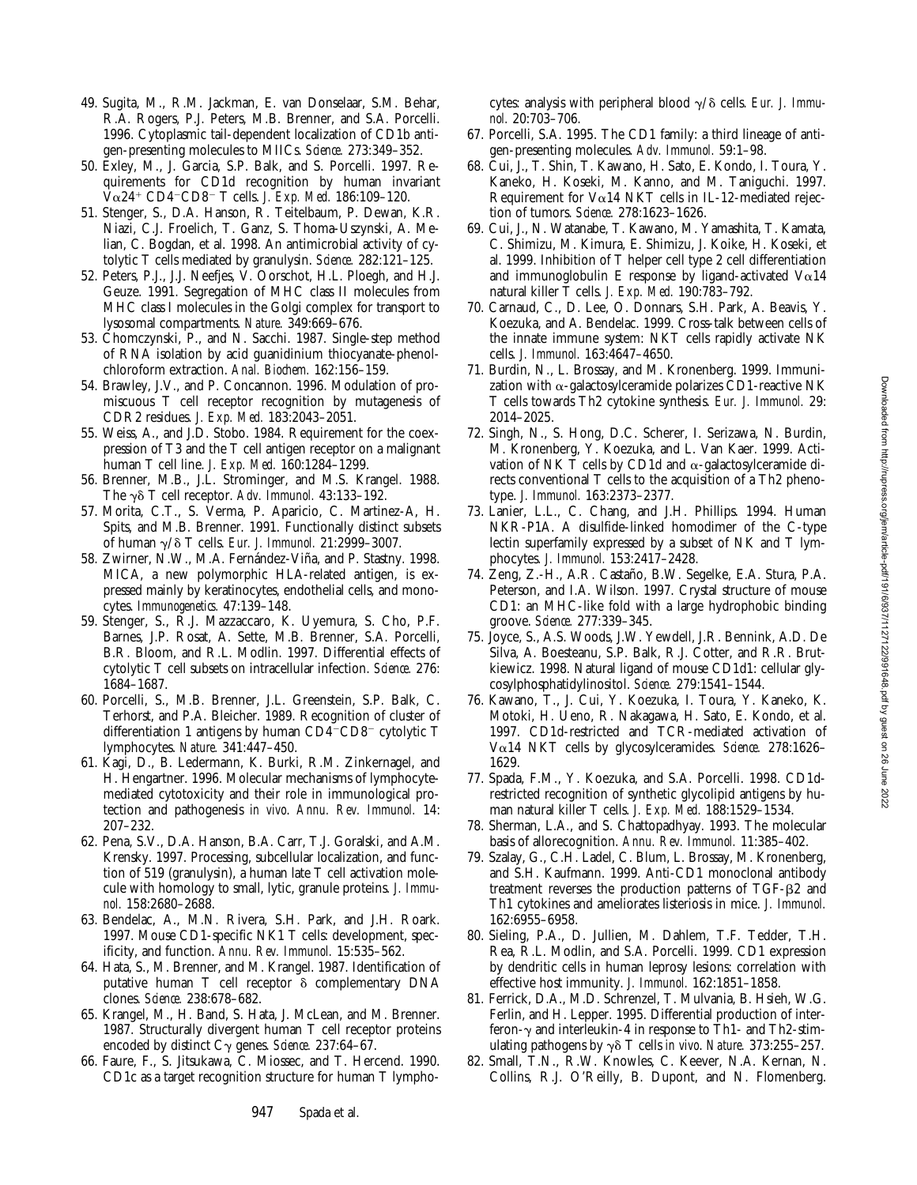49. Sugita, M., R.M. Jackman, E. van Donselaar, S.M. Behar, R.A. Rogers, P.J. Peters, M.B. Brenner, and S.A. Porcelli. 1996. Cytoplasmic tail-dependent localization of CD1b antigen-presenting molecules to MIICs. *Science.* 273:349–352.
50. Exley, M., J. Garcia, S.P. Balk, and S. Porcelli. 1997. Requirements for CD1d recognition by human invariant $V\alpha24^{+}$ $CD4^{-}CD8^{-}$ T cells. *J. Exp. Med.* 186:109–120.
51. Stenger, S., D.A. Hanson, R. Teitelbaum, P. Dewan, K.R. Niazi, C.J. Froelich, T. Ganz, S. Thoma-Uszynski, A. Melian, C. Bogdan, et al. 1998. An antimicrobial activity of cytolytic T cells mediated by granulysin. *Science.* 282:121–125.
52. Peters, P.J., J.J. Neefjes, V. Oorschot, H.L. Ploegh, and H.J. Geuze. 1991. Segregation of MHC class II molecules from MHC class I molecules in the Golgi complex for transport to lysosomal compartments. *Nature.* 349:669–676.
53. Chomczynski, P., and N. Sacchi. 1987. Single-step method of RNA isolation by acid guanidinium thiocyanate-phenol-chloroform extraction. *Anal. Biochem.* 162:156–159.
54. Brawley, J.V., and P. Concannon. 1996. Modulation of promiscuous T cell receptor recognition by mutagenesis of CDR2 residues. *J. Exp. Med.* 183:2043–2051.
55. Weiss, A., and J.D. Stobo. 1984. Requirement for the coexpression of T3 and the T cell antigen receptor on a malignant human T cell line. *J. Exp. Med.* 160:1284–1299.
56. Brenner, M.B., J.L. Strominger, and M.S. Krangel. 1988. The $\gamma\delta$ T cell receptor. *Adv. Immunol.* 43:133–192.
57. Morita, C.T., S. Verma, P. Aparicio, C. Martinez-A, H. Spits, and M.B. Brenner. 1991. Functionally distinct subsets of human $\gamma/\delta$ T cells. *Eur. J. Immunol.* 21:2999–3007.
58. Zwirner, N.W., M.A. Fernández-Viña, and P. Stastny. 1998. MICA, a new polymorphic HLA-related antigen, is expressed mainly by keratinocytes, endothelial cells, and monocytes. *Immunogenetics.* 47:139–148.
59. Stenger, S., R.J. Mazzaccaro, K. Uyemura, S. Cho, P.F. Barnes, J.P. Rosat, A. Sette, M.B. Brenner, S.A. Porcelli, B.R. Bloom, and R.L. Modlin. 1997. Differential effects of cytolytic T cell subsets on intracellular infection. *Science.* 276: 1684–1687.
60. Porcelli, S., M.B. Brenner, J.L. Greenstein, S.P. Balk, C. Terhorst, and P.A. Bleicher. 1989. Recognition of cluster of differentiation 1 antigens by human $CD4^{-}CD8^{-}$ cytolytic T lymphocytes. *Nature.* 341:447–450.
61. Kagi, D., B. Ledermann, K. Burki, R.M. Zinkernagel, and H. Hengartner. 1996. Molecular mechanisms of lymphocyte-mediated cytotoxicity and their role in immunological protection and pathogenesis *in vivo*. *Annu. Rev. Immunol.* 14: 207–232.
62. Pena, S.V., D.A. Hanson, B.A. Carr, T.J. Goralski, and A.M. Krensky. 1997. Processing, subcellular localization, and function of 519 (granulysin), a human late T cell activation molecule with homology to small, lytic, granule proteins. *J. Immunol.* 158:2680–2688.
63. Bendelac, A., M.N. Rivera, S.H. Park, and J.H. Roark. 1997. Mouse CD1-specific NK1 T cells: development, specificity, and function. *Annu. Rev. Immunol.* 15:535–562.
64. Hata, S., M. Brenner, and M. Krangel. 1987. Identification of putative human T cell receptor $\delta$ complementary DNA clones. *Science.* 238:678–682.
65. Krangel, M., H. Band, S. Hata, J. McLean, and M. Brenner. 1987. Structurally divergent human T cell receptor proteins encoded by distinct $C\gamma$ genes. *Science.* 237:64–67.
66. Faure, F., S. Jitsukawa, C. Miossec, and T. Hercend. 1990. CD1c as a target recognition structure for human T lymphocytes: analysis with peripheral blood $\gamma/\delta$ cells. *Eur. J. Immunol.* 20:703–706.
67. Porcelli, S.A. 1995. The CD1 family: a third lineage of antigen-presenting molecules. *Adv. Immunol.* 59:1–98.
68. Cui, J., T. Shin, T. Kawano, H. Sato, E. Kondo, I. Toura, Y. Kaneko, H. Koseki, M. Kanno, and M. Taniguchi. 1997. Requirement for $V\alpha14$ NKT cells in IL-12-mediated rejection of tumors. *Science.* 278:1623–1626.
69. Cui, J., N. Watanabe, T. Kawano, M. Yamashita, T. Kamata, C. Shimizu, M. Kimura, E. Shimizu, J. Koike, H. Koseki, et al. 1999. Inhibition of T helper cell type 2 cell differentiation and immunoglobulin E response by ligand-activated $V\alpha14$ natural killer T cells. *J. Exp. Med.* 190:783–792.
70. Carnaud, C., D. Lee, O. Donnars, S.H. Park, A. Beavis, Y. Koezuka, and A. Bendelac. 1999. Cross-talk between cells of the innate immune system: NKT cells rapidly activate NK cells. *J. Immunol.* 163:4647–4650.
71. Burdin, N., L. Brossay, and M. Kronenberg. 1999. Immunization with $\alpha$-galactosylceramide polarizes CD1-reactive NK T cells towards Th2 cytokine synthesis. *Eur. J. Immunol.* 29: 2014–2025.
72. Singh, N., S. Hong, D.C. Scherer, I. Serizawa, N. Burdin, M. Kronenberg, Y. Koezuka, and L. Van Kaer. 1999. Activation of NK T cells by CD1d and $\alpha$-galactosylceramide directs conventional T cells to the acquisition of a Th2 phenotype. *J. Immunol.* 163:2373–2377.
73. Lanier, L.L., C. Chang, and J.H. Phillips. 1994. Human NKR-P1A. A disulfide-linked homodimer of the C-type lectin superfamily expressed by a subset of NK and T lymphocytes. *J. Immunol.* 153:2417–2428.
74. Zeng, Z.-H., A.R. Castaño, B.W. Segelke, E.A. Stura, P.A. Peterson, and I.A. Wilson. 1997. Crystal structure of mouse CD1: an MHC-like fold with a large hydrophobic binding groove. *Science.* 277:339–345.
75. Joyce, S., A.S. Woods, J.W. Yewdell, J.R. Bennink, A.D. De Silva, A. Boesteanu, S.P. Balk, R.J. Cotter, and R.R. Brutkiewicz. 1998. Natural ligand of mouse CD1d1: cellular glycosylphosphatidylinositol. *Science.* 279:1541–1544.
76. Kawano, T., J. Cui, Y. Koezuka, I. Toura, Y. Kaneko, K. Motoki, H. Ueno, R. Nakagawa, H. Sato, E. Kondo, et al. 1997. CD1d-restricted and TCR-mediated activation of $V\alpha14$ NKT cells by glycosylceramides. *Science.* 278:1626–1629.
77. Spada, F.M., Y. Koezuka, and S.A. Porcelli. 1998. CD1d-restricted recognition of synthetic glycolipid antigens by human natural killer T cells. *J. Exp. Med.* 188:1529–1534.
78. Sherman, L.A., and S. Chattopadhyay. 1993. The molecular basis of allorecognition. *Annu. Rev. Immunol.* 11:385–402.
79. Szalay, G., C.H. Ladel, C. Blum, L. Brossay, M. Kronenberg, and S.H. Kaufmann. 1999. Anti-CD1 monoclonal antibody treatment reverses the production patterns of TGF-$\beta$2 and Th1 cytokines and ameliorates listeriosis in mice. *J. Immunol.* 162:6955–6958.
80. Sieling, P.A., D. Jullien, M. Dahlem, T.F. Tedder, T.H. Rea, R.L. Modlin, and S.A. Porcelli. 1999. CD1 expression by dendritic cells in human leprosy lesions: correlation with effective host immunity. *J. Immunol.* 162:1851–1858.
81. Ferrick, D.A., M.D. Schrenzel, T. Mulvania, B. Hsieh, W.G. Ferlin, and H. Lepper. 1995. Differential production of interferon-$\gamma$ and interleukin-4 in response to Th1- and Th2-stimulating pathogens by $\gamma\delta$ T cells *in vivo*. *Nature.* 373:255–257.
82. Small, T.N., R.W. Knowles, C. Keever, N.A. Kernan, N. Collins, R.J. O'Reilly, B. Dupont, and N. Flomenberg.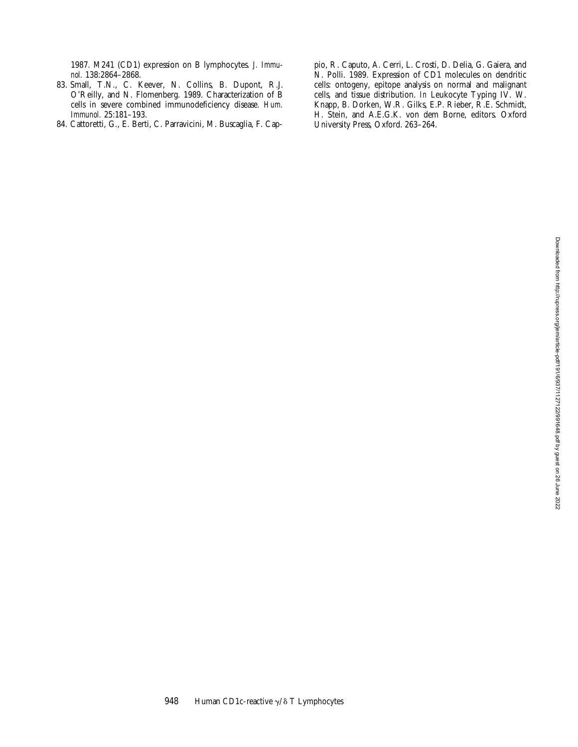1987. M241 (CD1) expression on B lymphocytes. *J. Immunol.* 138:2864–2868.

83. Small, T.N., C. Keever, N. Collins, B. Dupont, R.J. O'Reilly, and N. Flomenberg. 1989. Characterization of B cells in severe combined immunodeficiency disease. *Hum. Immunol.* 25:181–193.

84. Cattoretti, G., E. Berti, C. Parravicini, M. Buscaglia, F. Cappio, R. Caputo, A. Cerri, L. Crosti, D. Delia, G. Gaiera, and N. Polli. 1989. Expression of CD1 molecules on dendritic cells: ontogeny, epitope analysis on normal and malignant cells, and tissue distribution. *In* Leukocyte Typing IV. W. Knapp, B. Dorken, W.R. Gilks, E.P. Rieber, R.E. Schmidt, H. Stein, and A.E.G.K. von dem Borne, editors. Oxford University Press, Oxford. 263–264.